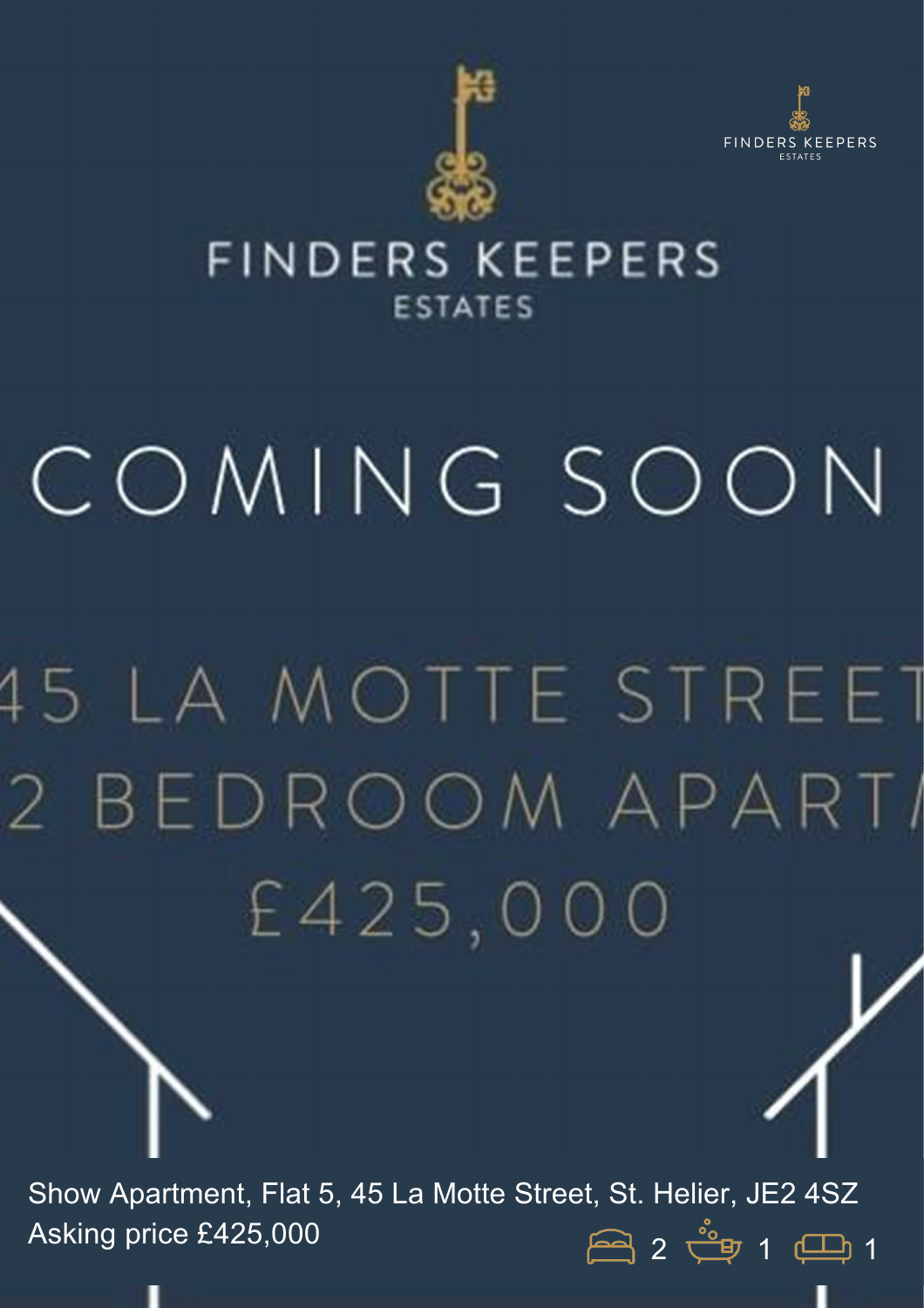FINDERS KEEPERS
ESTATES

# FINDERS KEEPERS
ESTATES

# COMING SOON

## 45 LA MOTTE STREET
## 2 BEDROOM APART
## £425,000

Show Apartment, Flat 5, 45 La Motte Street, St. Helier, JE2 4SZ
Asking price £425,000

2 1 1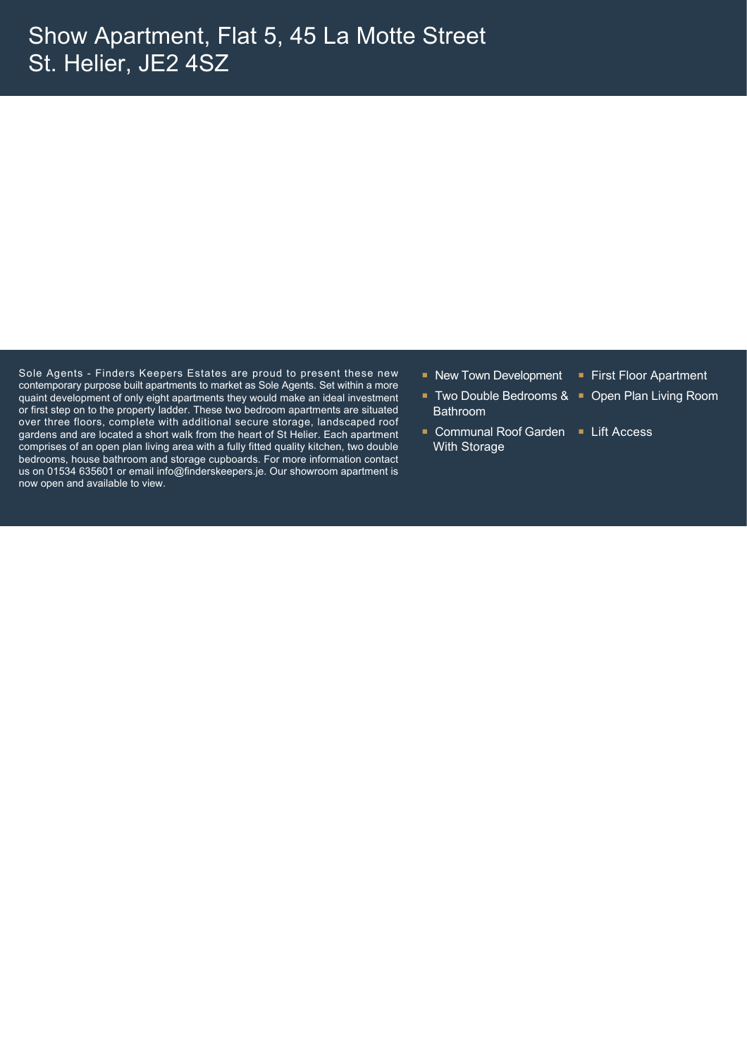# Show Apartment, Flat 5, 45 La Motte Street
# St. Helier, JE2 4SZ

Sole Agents - Finders Keepers Estates are proud to present these new contemporary purpose built apartments to market as Sole Agents. Set within a more quaint development of only eight apartments they would make an ideal investment or first step on to the property ladder. These two bedroom apartments are situated over three floors, complete with additional secure storage, landscaped roof gardens and are located a short walk from the heart of St Helier. Each apartment comprises of an open plan living area with a fully fitted quality kitchen, two double bedrooms, house bathroom and storage cupboards. For more information contact us on 01534 635601 or email info@finderskeepers.je. Our showroom apartment is now open and available to view.

- New Town Development
- First Floor Apartment
- Two Double Bedrooms & Bathroom
- Open Plan Living Room
- Communal Roof Garden With Storage
- Lift Access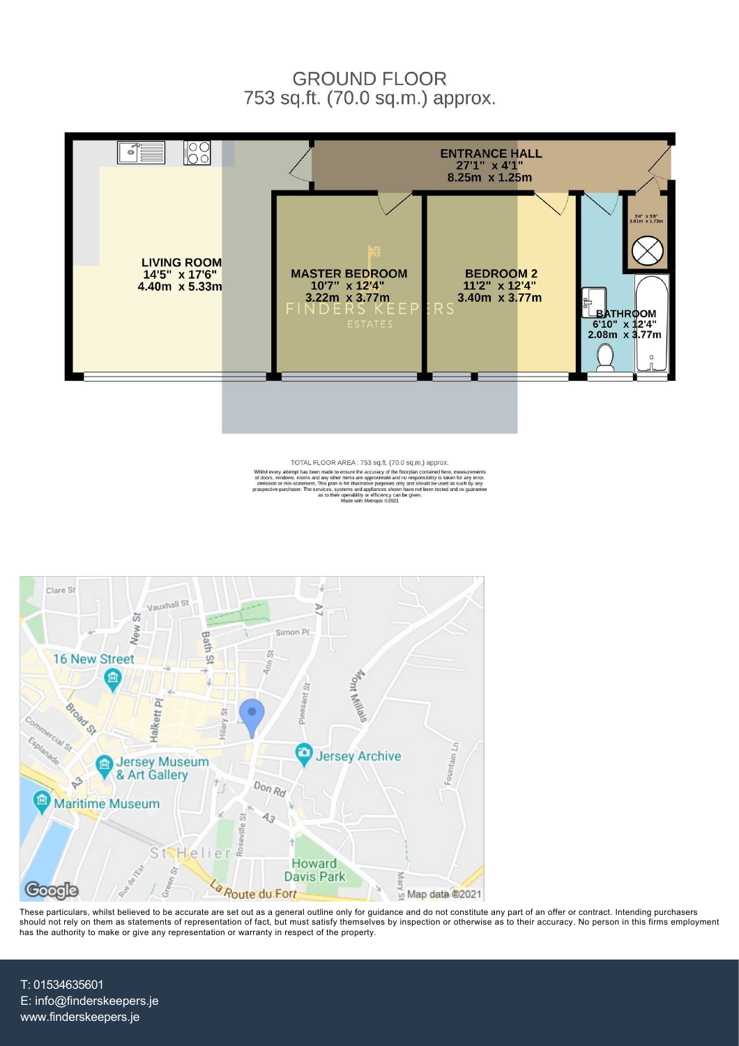# GROUND FLOOR
753 sq.ft. (70.0 sq.m.) approx.

ENTRANCE HALL
27'1" x 4'1"
8.25m x 1.25m

LIVING ROOM
14'5" x 17'6"
4.40m x 5.33m

MASTER BEDROOM
10'7" x 12'4"
3.22m x 3.77m

BEDROOM 2
11'2" x 12'4"
3.40m x 3.77m

BATHROOM
6'10" x 12'4"
2.08m x 3.77m

3'4" x 5'8"
1.01m x 1.73m

FINDERS KEEPERS
ESTATES

TOTAL FLOOR AREA : 753 sq.ft. (70.0 sq.m.) approx.
Whilst every attempt has been made to ensure the accuracy of the floorplan contained here, measurements of doors, windows, rooms and any other items are approximate and no responsibility is taken for any error, omission or mis-statement. This plan is for illustrative purposes only and should be used as such by any prospective purchaser. The services, systems and appliances shown have not been tested and no guarantee as to their operability or efficiency can be given.
Made with Metropix ©2021

Clare St
Vauxhall St
New St
Bath St
A7
Simon Pl
16 New Street
Ann St
Broad St
Halkett Pl
Hilary St
Pleasant St
Mont Millais
Commercial St
Esplanade
Jersey Museum & Art Gallery
Jersey Archive
Fountain Ln
A3
Don Rd
Maritime Museum
A3
Roseville St
St Helier
Howard Davis Park
Rue de l'Est
Green St
La Route du Fort
Mary St
Google
Map data ©2021

These particulars, whilst believed to be accurate are set out as a general outline only for guidance and do not constitute any part of an offer or contract. Intending purchasers should not rely on them as statements of representation of fact, but must satisfy themselves by inspection or otherwise as to their accuracy. No person in this firms employment has the authority to make or give any representation or warranty in respect of the property.

T: 01534635601
E: info@finderskeepers.je
www.finderskeepers.je